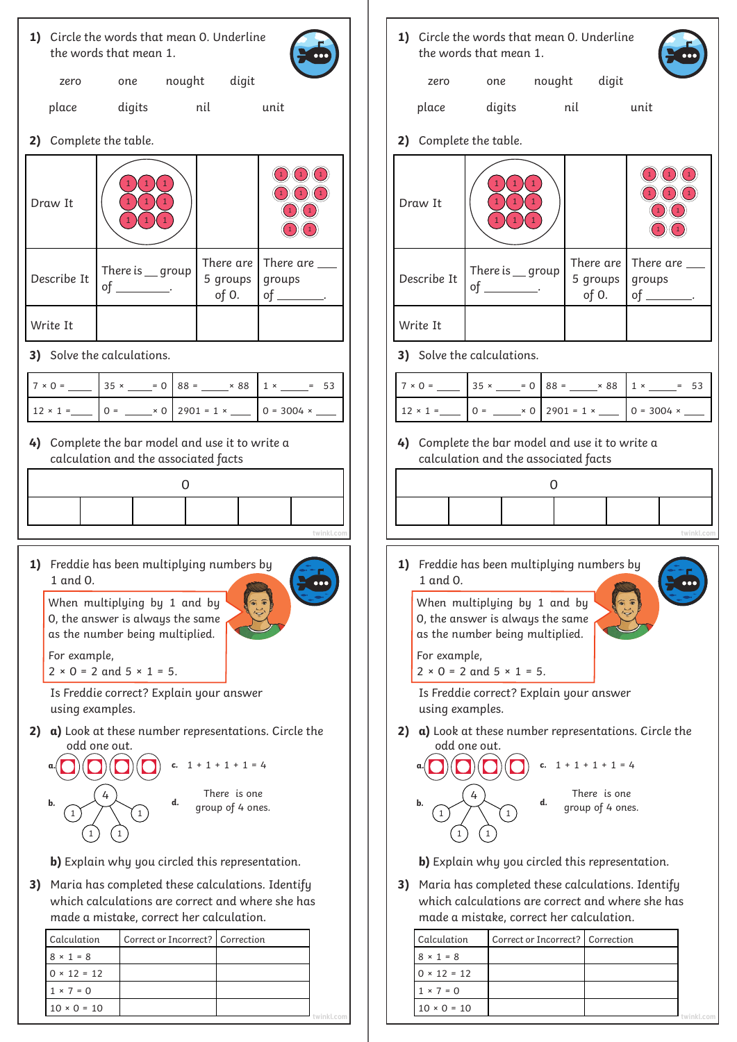1) Circle the words that mean 0. Underline the words that mean 1.

zero one nought digit

place digits nil unit

2) Complete the table.

| Draw It | | | |
|---|---|---|---|
| Describe It | There is \_\_ group of \_\_\_\_\_\_\_\_. | There are 5 groups of 0. | There are \_\_\_ groups of \_\_\_\_\_\_\_. |
| Write It | | | |

3) Solve the calculations.

| | | | |
|---|---|---|---|
| 7 × 0 = \_\_\_\_ | 35 × \_\_\_\_ = 0 | 88 = \_\_\_\_ × 88 | 1 × \_\_\_\_ = 53 |
| 12 × 1 = \_\_\_\_ | 0 = \_\_\_\_ × 0 | 2901 = 1 × \_\_\_\_ | 0 = 3004 × \_\_\_\_ |

4) Complete the bar model and use it to write a calculation and the associated facts

| 0 | | | | | |
|---|---|---|---|---|---|
| | | | | | |

1) Freddie has been multiplying numbers by 1 and 0.

When multiplying by 1 and by 0, the answer is always the same as the number being multiplied.

For example,
2 × 0 = 2 and 5 × 1 = 5.

Is Freddie correct? Explain your answer using examples.

2) a) Look at these number representations. Circle the odd one out.

a.

b. 4 → 1, 1, 1, 1

c. 1 + 1 + 1 + 1 = 4

d. There is one group of 4 ones.

b) Explain why you circled this representation.

3) Maria has completed these calculations. Identify which calculations are correct and where she has made a mistake, correct her calculation.

| Calculation | Correct or Incorrect? | Correction |
|---|---|---|
| 8 × 1 = 8 | | |
| 0 × 12 = 12 | | |
| 1 × 7 = 0 | | |
| 10 × 0 = 10 | | |

1) Circle the words that mean 0. Underline the words that mean 1.

zero one nought digit

place digits nil unit

2) Complete the table.

| Draw It | | | |
|---|---|---|---|
| Describe It | There is \_\_ group of \_\_\_\_\_\_\_\_. | There are 5 groups of 0. | There are \_\_\_ groups of \_\_\_\_\_\_\_. |
| Write It | | | |

3) Solve the calculations.

| | | | |
|---|---|---|---|
| 7 × 0 = \_\_\_\_ | 35 × \_\_\_\_ = 0 | 88 = \_\_\_\_ × 88 | 1 × \_\_\_\_ = 53 |
| 12 × 1 = \_\_\_\_ | 0 = \_\_\_\_ × 0 | 2901 = 1 × \_\_\_\_ | 0 = 3004 × \_\_\_\_ |

4) Complete the bar model and use it to write a calculation and the associated facts

| 0 | | | | | |
|---|---|---|---|---|---|
| | | | | | |

1) Freddie has been multiplying numbers by 1 and 0.

When multiplying by 1 and by 0, the answer is always the same as the number being multiplied.

For example,
2 × 0 = 2 and 5 × 1 = 5.

Is Freddie correct? Explain your answer using examples.

2) a) Look at these number representations. Circle the odd one out.

a.

b. 4 → 1, 1, 1, 1

c. 1 + 1 + 1 + 1 = 4

d. There is one group of 4 ones.

b) Explain why you circled this representation.

3) Maria has completed these calculations. Identify which calculations are correct and where she has made a mistake, correct her calculation.

| Calculation | Correct or Incorrect? | Correction |
|---|---|---|
| 8 × 1 = 8 | | |
| 0 × 12 = 12 | | |
| 1 × 7 = 0 | | |
| 10 × 0 = 10 | | |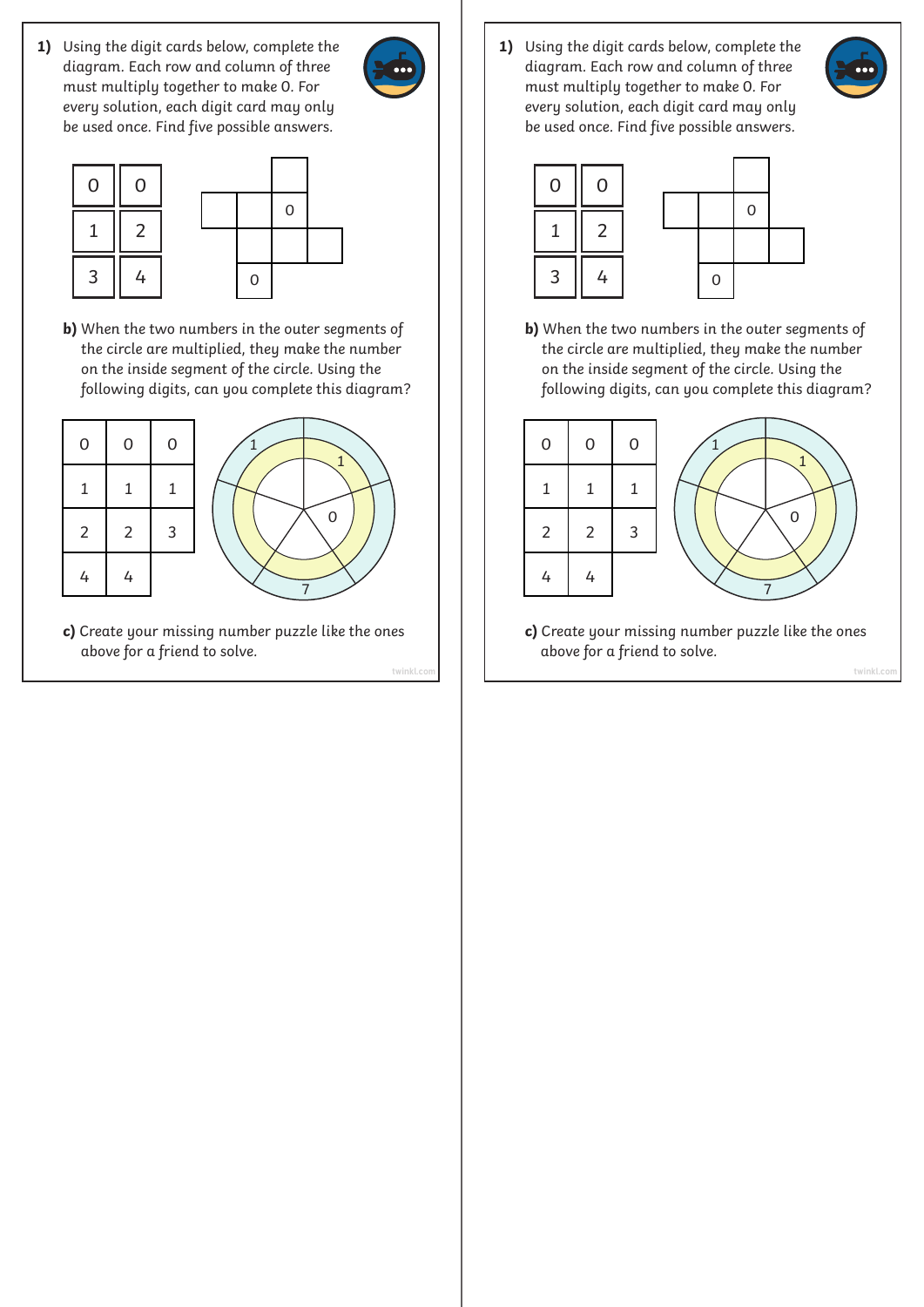1) Using the digit cards below, complete the diagram. Each row and column of three must multiply together to make 0. For every solution, each digit card may only be used once. Find five possible answers.

| | |
|---|---|
| 0 | 0 |
| 1 | 2 |
| 3 | 4 |

0

0

**b)** When the two numbers in the outer segments of the circle are multiplied, they make the number on the inside segment of the circle. Using the following digits, can you complete this diagram?

| | | |
|---|---|---|
| 0 | 0 | 0 |
| 1 | 1 | 1 |
| 2 | 2 | 3 |
| 4 | 4 | |

1

1

0

7

**c)** Create your missing number puzzle like the ones above for a friend to solve.

1) Using the digit cards below, complete the diagram. Each row and column of three must multiply together to make 0. For every solution, each digit card may only be used once. Find five possible answers.

| | |
|---|---|
| 0 | 0 |
| 1 | 2 |
| 3 | 4 |

0

0

**b)** When the two numbers in the outer segments of the circle are multiplied, they make the number on the inside segment of the circle. Using the following digits, can you complete this diagram?

| | | |
|---|---|---|
| 0 | 0 | 0 |
| 1 | 1 | 1 |
| 2 | 2 | 3 |
| 4 | 4 | |

1

1

0

7

**c)** Create your missing number puzzle like the ones above for a friend to solve.